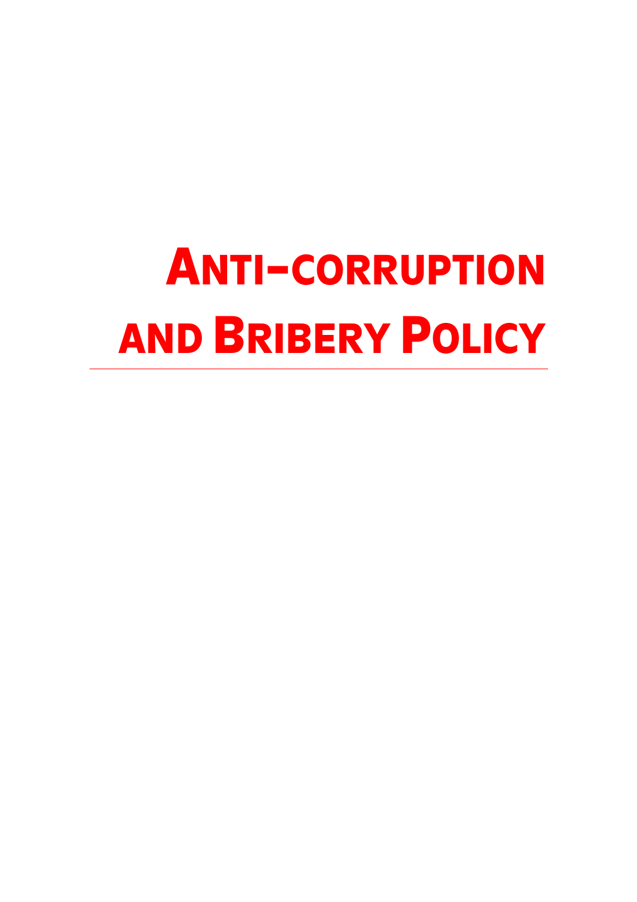# Anti-corruption and Bribery Policy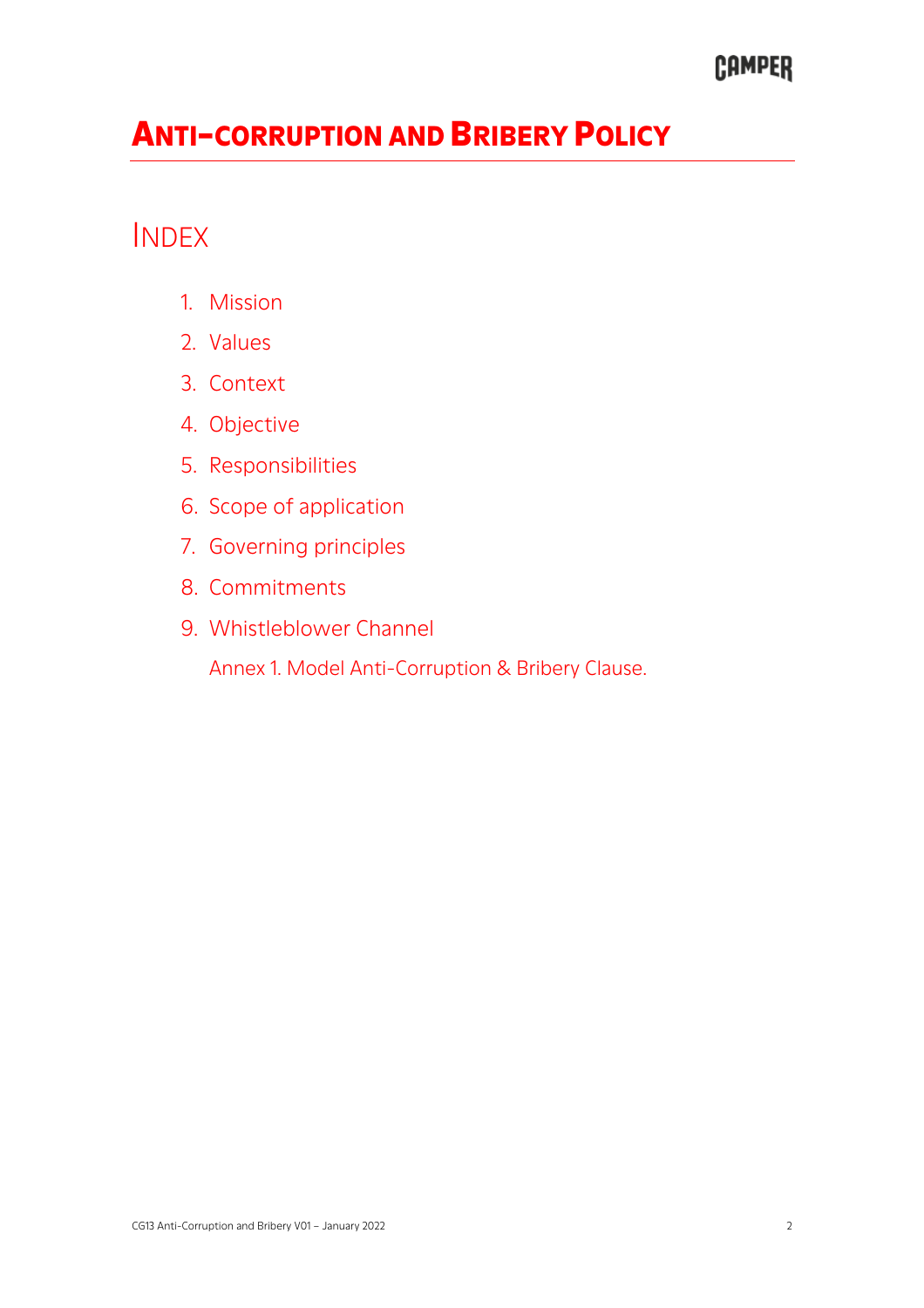# Anti-corruption and Bribery Policy

## Index

1. Mission
2. Values
3. Context
4. Objective
5. Responsibilities
6. Scope of application
7. Governing principles
8. Commitments
9. Whistleblower Channel

   Annex 1. Model Anti-Corruption & Bribery Clause.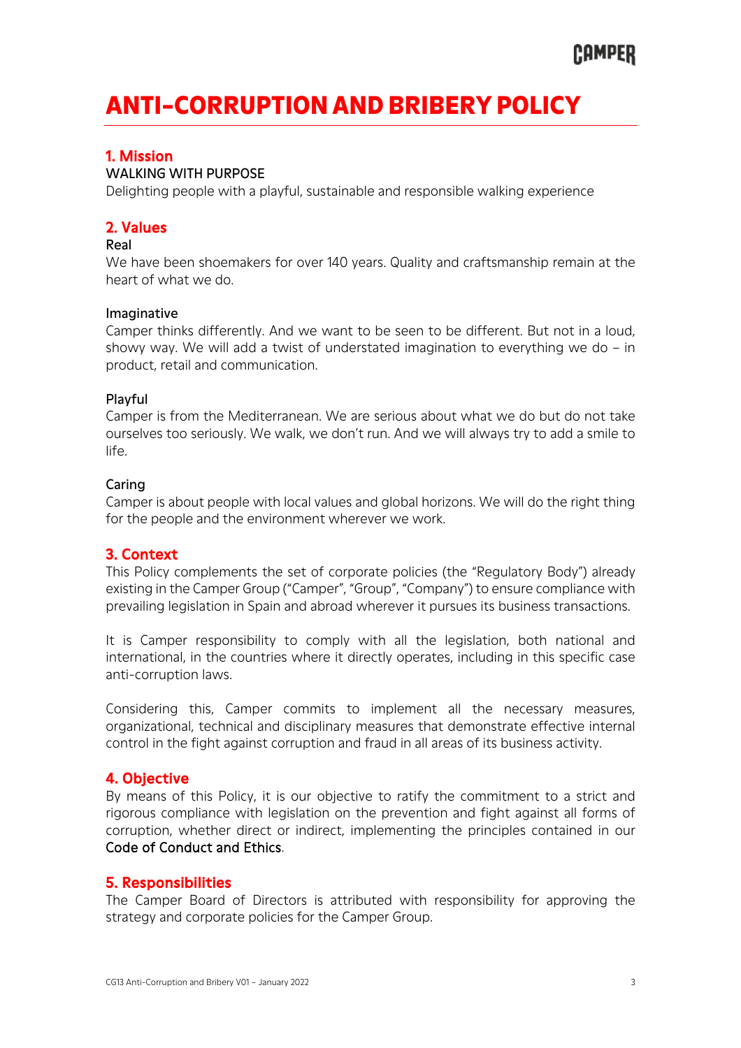# ANTI-CORRUPTION AND BRIBERY POLICY

## 1. Mission

WALKING WITH PURPOSE

Delighting people with a playful, sustainable and responsible walking experience

## 2. Values

Real

We have been shoemakers for over 140 years. Quality and craftsmanship remain at the heart of what we do.

Imaginative

Camper thinks differently. And we want to be seen to be different. But not in a loud, showy way. We will add a twist of understated imagination to everything we do – in product, retail and communication.

Playful

Camper is from the Mediterranean. We are serious about what we do but do not take ourselves too seriously. We walk, we don't run. And we will always try to add a smile to life.

Caring

Camper is about people with local values and global horizons. We will do the right thing for the people and the environment wherever we work.

## 3. Context

This Policy complements the set of corporate policies (the "Regulatory Body") already existing in the Camper Group ("Camper", "Group", "Company") to ensure compliance with prevailing legislation in Spain and abroad wherever it pursues its business transactions.

It is Camper responsibility to comply with all the legislation, both national and international, in the countries where it directly operates, including in this specific case anti-corruption laws.

Considering this, Camper commits to implement all the necessary measures, organizational, technical and disciplinary measures that demonstrate effective internal control in the fight against corruption and fraud in all areas of its business activity.

## 4. Objective

By means of this Policy, it is our objective to ratify the commitment to a strict and rigorous compliance with legislation on the prevention and fight against all forms of corruption, whether direct or indirect, implementing the principles contained in our Code of Conduct and Ethics.

## 5. Responsibilities

The Camper Board of Directors is attributed with responsibility for approving the strategy and corporate policies for the Camper Group.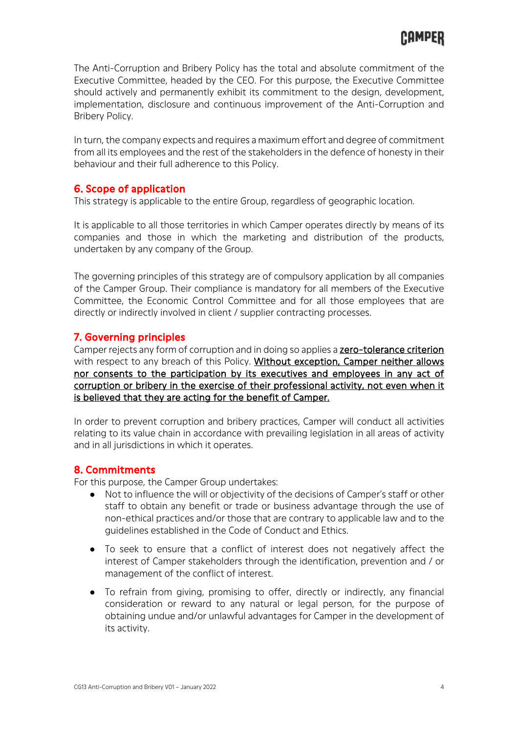The Anti-Corruption and Bribery Policy has the total and absolute commitment of the Executive Committee, headed by the CEO. For this purpose, the Executive Committee should actively and permanently exhibit its commitment to the design, development, implementation, disclosure and continuous improvement of the Anti-Corruption and Bribery Policy.

In turn, the company expects and requires a maximum effort and degree of commitment from all its employees and the rest of the stakeholders in the defence of honesty in their behaviour and their full adherence to this Policy.

## 6. Scope of application

This strategy is applicable to the entire Group, regardless of geographic location.

It is applicable to all those territories in which Camper operates directly by means of its companies and those in which the marketing and distribution of the products, undertaken by any company of the Group.

The governing principles of this strategy are of compulsory application by all companies of the Camper Group. Their compliance is mandatory for all members of the Executive Committee, the Economic Control Committee and for all those employees that are directly or indirectly involved in client / supplier contracting processes.

## 7. Governing principles

Camper rejects any form of corruption and in doing so applies a **zero-tolerance criterion** with respect to any breach of this Policy. Without exception, Camper neither allows nor consents to the participation by its executives and employees in any act of corruption or bribery in the exercise of their professional activity, not even when it is believed that they are acting for the benefit of Camper.

In order to prevent corruption and bribery practices, Camper will conduct all activities relating to its value chain in accordance with prevailing legislation in all areas of activity and in all jurisdictions in which it operates.

## 8. Commitments

For this purpose, the Camper Group undertakes:

- Not to influence the will or objectivity of the decisions of Camper's staff or other staff to obtain any benefit or trade or business advantage through the use of non-ethical practices and/or those that are contrary to applicable law and to the guidelines established in the Code of Conduct and Ethics.
- To seek to ensure that a conflict of interest does not negatively affect the interest of Camper stakeholders through the identification, prevention and / or management of the conflict of interest.
- To refrain from giving, promising to offer, directly or indirectly, any financial consideration or reward to any natural or legal person, for the purpose of obtaining undue and/or unlawful advantages for Camper in the development of its activity.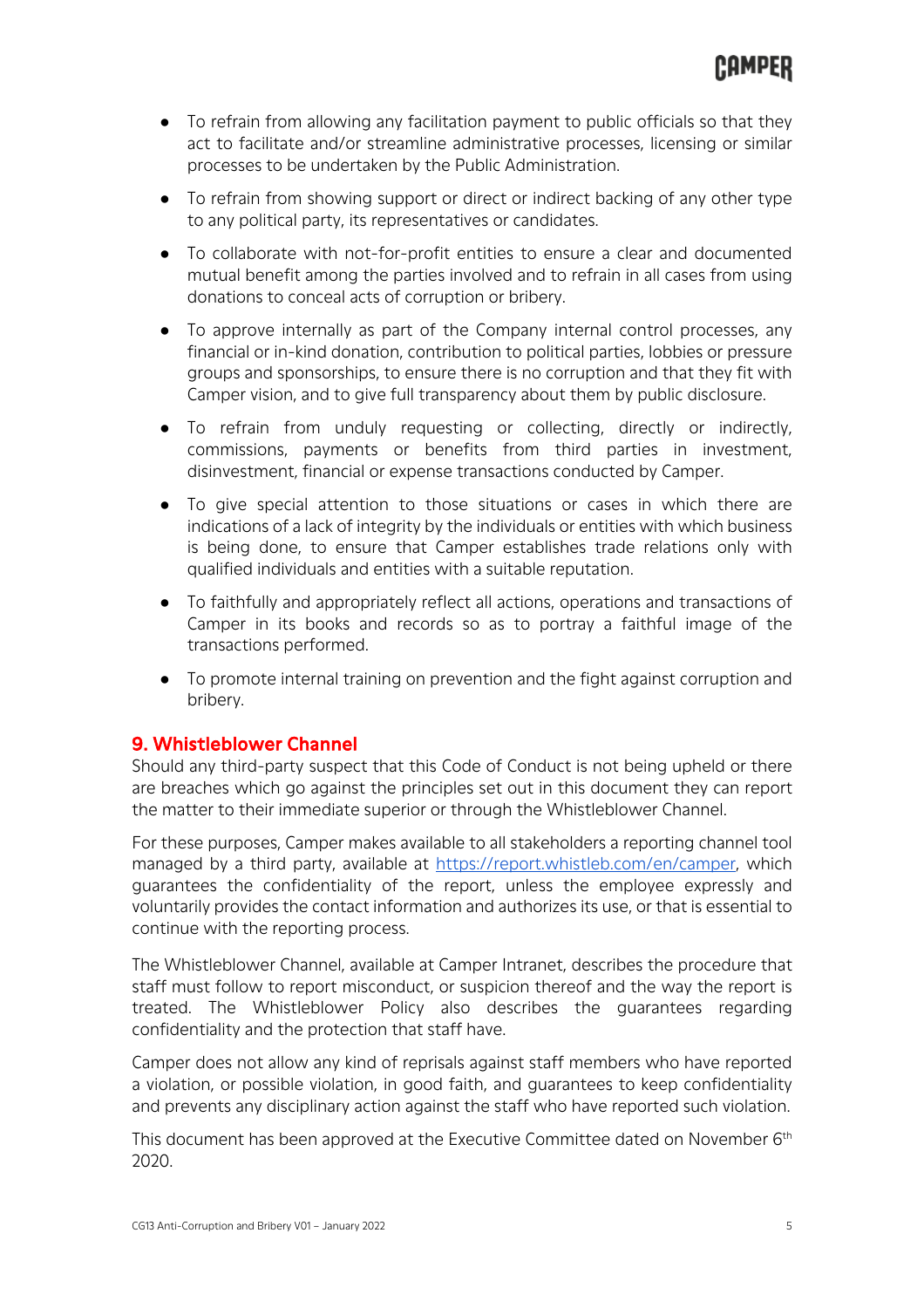- To refrain from allowing any facilitation payment to public officials so that they act to facilitate and/or streamline administrative processes, licensing or similar processes to be undertaken by the Public Administration.
- To refrain from showing support or direct or indirect backing of any other type to any political party, its representatives or candidates.
- To collaborate with not-for-profit entities to ensure a clear and documented mutual benefit among the parties involved and to refrain in all cases from using donations to conceal acts of corruption or bribery.
- To approve internally as part of the Company internal control processes, any financial or in-kind donation, contribution to political parties, lobbies or pressure groups and sponsorships, to ensure there is no corruption and that they fit with Camper vision, and to give full transparency about them by public disclosure.
- To refrain from unduly requesting or collecting, directly or indirectly, commissions, payments or benefits from third parties in investment, disinvestment, financial or expense transactions conducted by Camper.
- To give special attention to those situations or cases in which there are indications of a lack of integrity by the individuals or entities with which business is being done, to ensure that Camper establishes trade relations only with qualified individuals and entities with a suitable reputation.
- To faithfully and appropriately reflect all actions, operations and transactions of Camper in its books and records so as to portray a faithful image of the transactions performed.
- To promote internal training on prevention and the fight against corruption and bribery.

## 9. Whistleblower Channel

Should any third-party suspect that this Code of Conduct is not being upheld or there are breaches which go against the principles set out in this document they can report the matter to their immediate superior or through the Whistleblower Channel.

For these purposes, Camper makes available to all stakeholders a reporting channel tool managed by a third party, available at [https://report.whistleb.com/en/camper](https://report.whistleb.com/en/camper), which guarantees the confidentiality of the report, unless the employee expressly and voluntarily provides the contact information and authorizes its use, or that is essential to continue with the reporting process.

The Whistleblower Channel, available at Camper Intranet, describes the procedure that staff must follow to report misconduct, or suspicion thereof and the way the report is treated. The Whistleblower Policy also describes the guarantees regarding confidentiality and the protection that staff have.

Camper does not allow any kind of reprisals against staff members who have reported a violation, or possible violation, in good faith, and guarantees to keep confidentiality and prevents any disciplinary action against the staff who have reported such violation.

This document has been approved at the Executive Committee dated on November 6th 2020.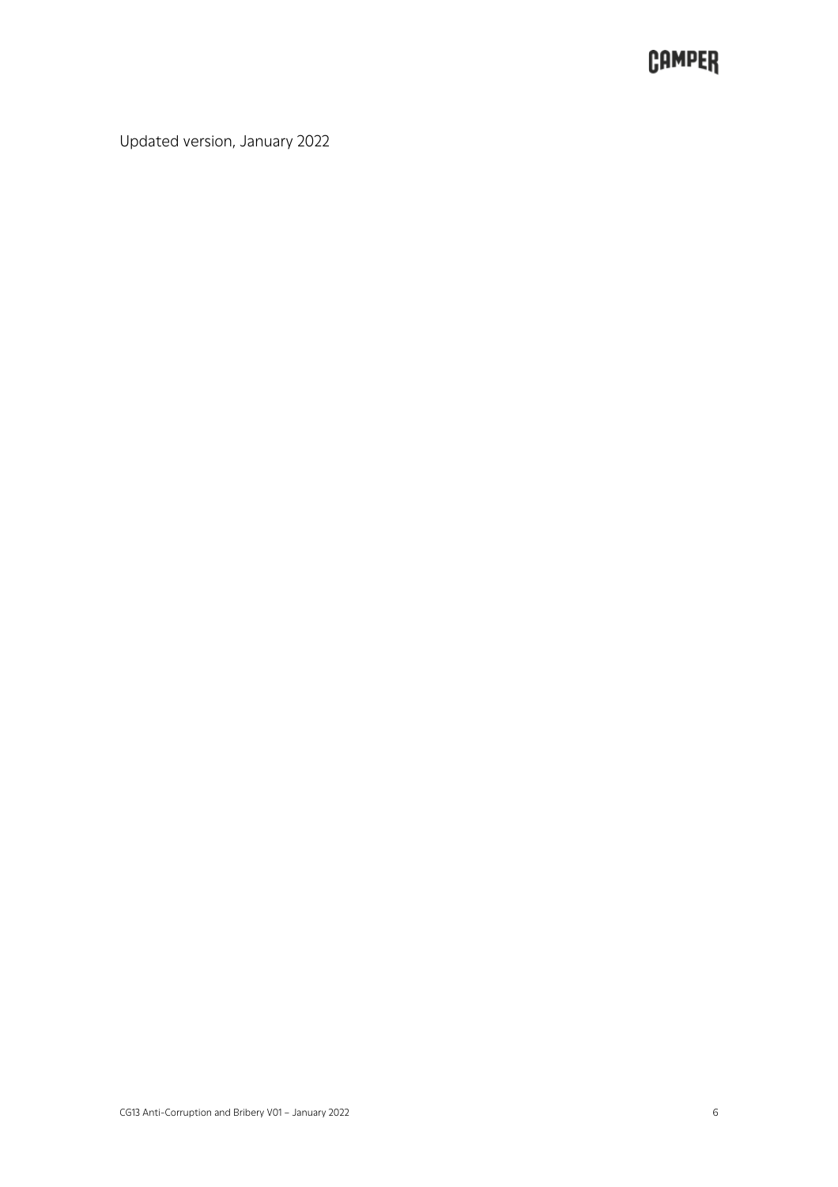Updated version, January 2022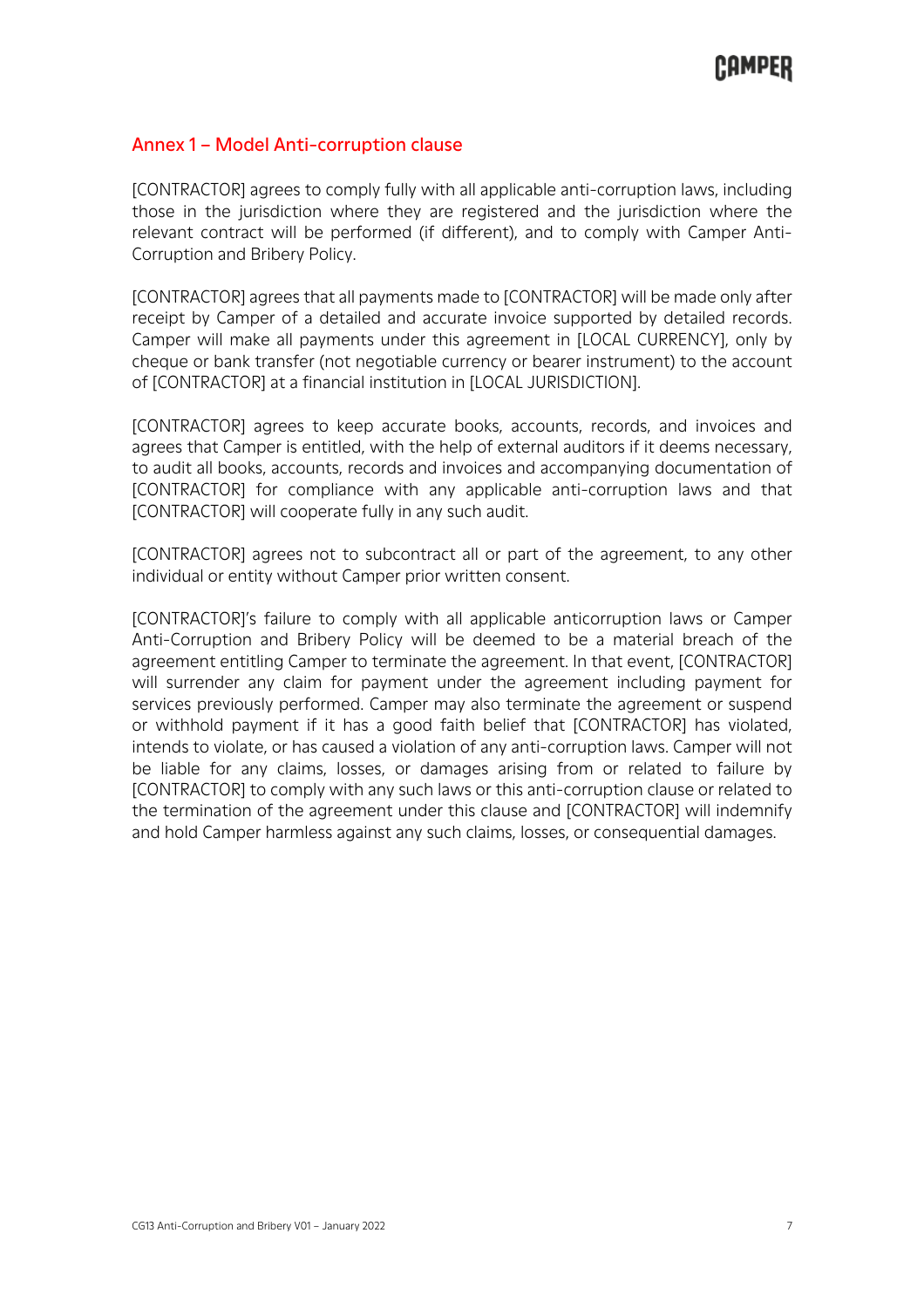## Annex 1 – Model Anti-corruption clause

[CONTRACTOR] agrees to comply fully with all applicable anti-corruption laws, including those in the jurisdiction where they are registered and the jurisdiction where the relevant contract will be performed (if different), and to comply with Camper Anti-Corruption and Bribery Policy.

[CONTRACTOR] agrees that all payments made to [CONTRACTOR] will be made only after receipt by Camper of a detailed and accurate invoice supported by detailed records. Camper will make all payments under this agreement in [LOCAL CURRENCY], only by cheque or bank transfer (not negotiable currency or bearer instrument) to the account of [CONTRACTOR] at a financial institution in [LOCAL JURISDICTION].

[CONTRACTOR] agrees to keep accurate books, accounts, records, and invoices and agrees that Camper is entitled, with the help of external auditors if it deems necessary, to audit all books, accounts, records and invoices and accompanying documentation of [CONTRACTOR] for compliance with any applicable anti-corruption laws and that [CONTRACTOR] will cooperate fully in any such audit.

[CONTRACTOR] agrees not to subcontract all or part of the agreement, to any other individual or entity without Camper prior written consent.

[CONTRACTOR]'s failure to comply with all applicable anticorruption laws or Camper Anti-Corruption and Bribery Policy will be deemed to be a material breach of the agreement entitling Camper to terminate the agreement. In that event, [CONTRACTOR] will surrender any claim for payment under the agreement including payment for services previously performed. Camper may also terminate the agreement or suspend or withhold payment if it has a good faith belief that [CONTRACTOR] has violated, intends to violate, or has caused a violation of any anti-corruption laws. Camper will not be liable for any claims, losses, or damages arising from or related to failure by [CONTRACTOR] to comply with any such laws or this anti-corruption clause or related to the termination of the agreement under this clause and [CONTRACTOR] will indemnify and hold Camper harmless against any such claims, losses, or consequential damages.